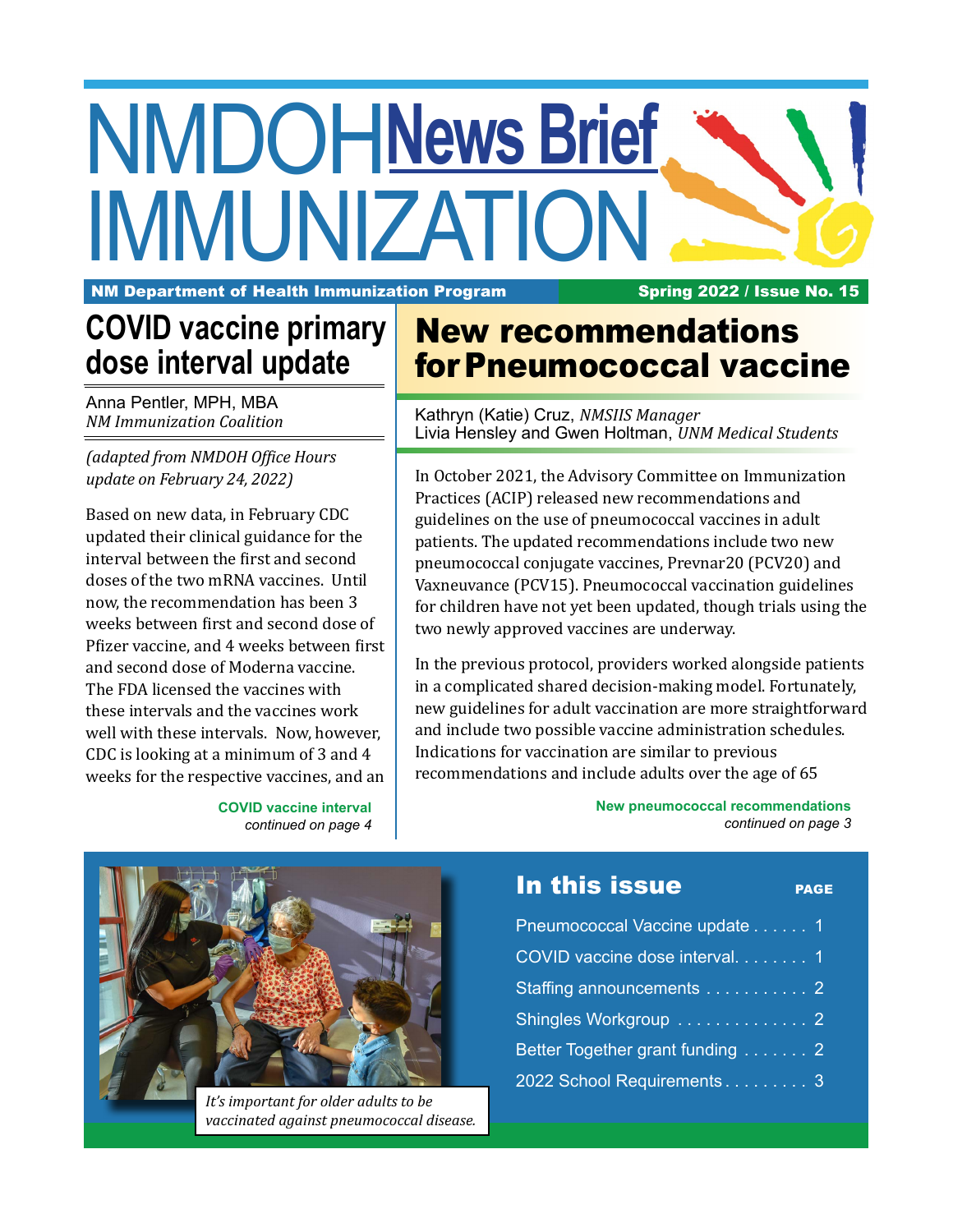# NMDOH News Brief IMMUNIZATION

**NM Department of Health Immunization Program** | **Spring 2022 / Issue No. 15**

## COVID vaccine primary dose interval update

Anna Pentler, MPH, MBA
*NM Immunization Coalition*

*(adapted from NMDOH Office Hours update on February 24, 2022)*

Based on new data, in February CDC updated their clinical guidance for the interval between the first and second doses of the two mRNA vaccines. Until now, the recommendation has been 3 weeks between first and second dose of Pfizer vaccine, and 4 weeks between first and second dose of Moderna vaccine. The FDA licensed the vaccines with these intervals and the vaccines work well with these intervals. Now, however, CDC is looking at a minimum of 3 and 4 weeks for the respective vaccines, and an

**COVID vaccine interval**
*continued on page 4*

## New recommendations for Pneumococcal vaccine

Kathryn (Katie) Cruz, *NMSIIS Manager*
Livia Hensley and Gwen Holtman, *UNM Medical Students*

In October 2021, the Advisory Committee on Immunization Practices (ACIP) released new recommendations and guidelines on the use of pneumococcal vaccines in adult patients. The updated recommendations include two new pneumococcal conjugate vaccines, Prevnar20 (PCV20) and Vaxneuvance (PCV15). Pneumococcal vaccination guidelines for children have not yet been updated, though trials using the two newly approved vaccines are underway.

In the previous protocol, providers worked alongside patients in a complicated shared decision-making model. Fortunately, new guidelines for adult vaccination are more straightforward and include two possible vaccine administration schedules. Indications for vaccination are similar to previous recommendations and include adults over the age of 65

**New pneumococcal recommendations**
*continued on page 3*

*It's important for older adults to be vaccinated against pneumococcal disease.*

### In this issue

| | PAGE |
|---|---|
| Pneumococcal Vaccine update | 1 |
| COVID vaccine dose interval | 1 |
| Staffing announcements | 2 |
| Shingles Workgroup | 2 |
| Better Together grant funding | 2 |
| 2022 School Requirements | 3 |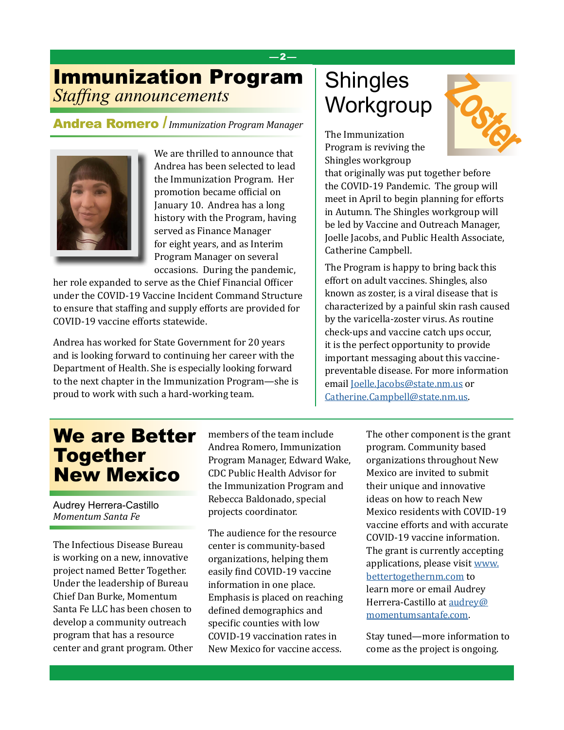# Immunization Program

*Staffing announcements*

## Andrea Romero / *Immunization Program Manager*

We are thrilled to announce that Andrea has been selected to lead the Immunization Program. Her promotion became official on January 10. Andrea has a long history with the Program, having served as Finance Manager for eight years, and as Interim Program Manager on several occasions. During the pandemic, her role expanded to serve as the Chief Financial Officer under the COVID-19 Vaccine Incident Command Structure to ensure that staffing and supply efforts are provided for COVID-19 vaccine efforts statewide.

Andrea has worked for State Government for 20 years and is looking forward to continuing her career with the Department of Health. She is especially looking forward to the next chapter in the Immunization Program—she is proud to work with such a hard-working team.

# Shingles Workgroup

Zoster

The Immunization Program is reviving the Shingles workgroup that originally was put together before the COVID-19 Pandemic. The group will meet in April to begin planning for efforts in Autumn. The Shingles workgroup will be led by Vaccine and Outreach Manager, Joelle Jacobs, and Public Health Associate, Catherine Campbell.

The Program is happy to bring back this effort on adult vaccines. Shingles, also known as zoster, is a viral disease that is characterized by a painful skin rash caused by the varicella-zoster virus. As routine check-ups and vaccine catch ups occur, it is the perfect opportunity to provide important messaging about this vaccine-preventable disease. For more information email Joelle.Jacobs@state.nm.us or Catherine.Campbell@state.nm.us.

# We are Better Together New Mexico

Audrey Herrera-Castillo
*Momentum Santa Fe*

The Infectious Disease Bureau is working on a new, innovative project named Better Together. Under the leadership of Bureau Chief Dan Burke, Momentum Santa Fe LLC has been chosen to develop a community outreach program that has a resource center and grant program. Other members of the team include Andrea Romero, Immunization Program Manager, Edward Wake, CDC Public Health Advisor for the Immunization Program and Rebecca Baldonado, special projects coordinator.

The audience for the resource center is community-based organizations, helping them easily find COVID-19 vaccine information in one place. Emphasis is placed on reaching defined demographics and specific counties with low COVID-19 vaccination rates in New Mexico for vaccine access.

The other component is the grant program. Community based organizations throughout New Mexico are invited to submit their unique and innovative ideas on how to reach New Mexico residents with COVID-19 vaccine efforts and with accurate COVID-19 vaccine information. The grant is currently accepting applications, please visit www.bettertogethernm.com to learn more or email Audrey Herrera-Castillo at audrey@momentumsantafe.com.

Stay tuned—more information to come as the project is ongoing.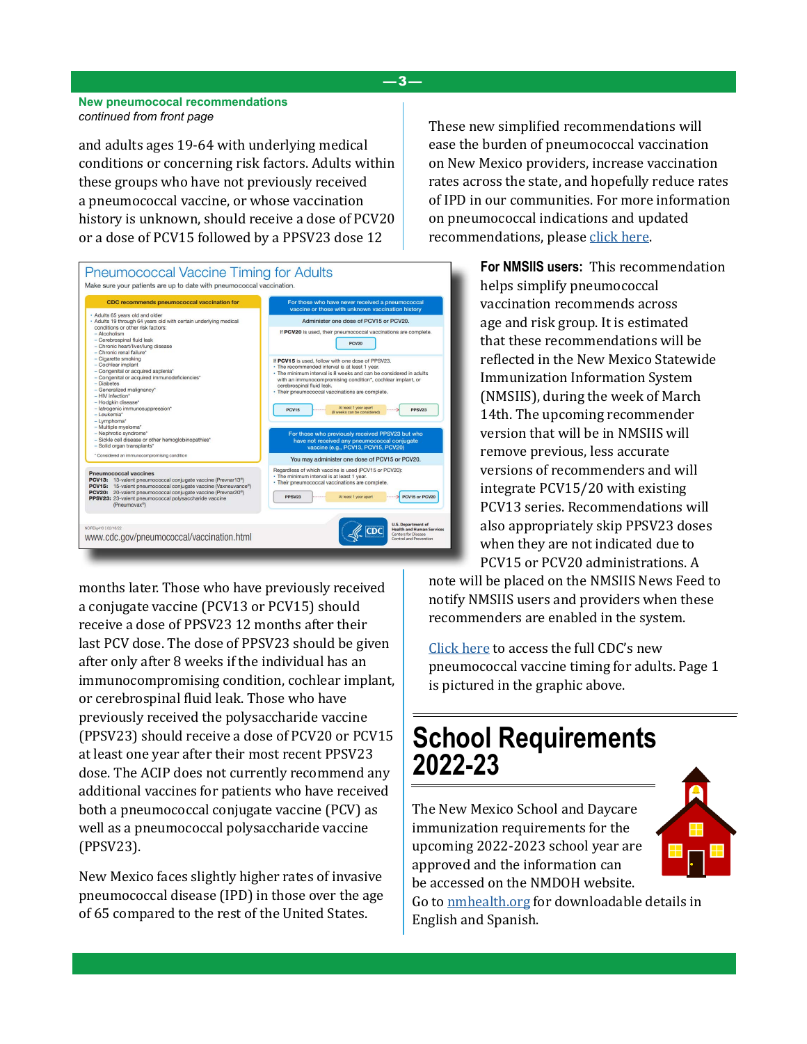**New pneumococcal recommendations**
*continued from front page*

and adults ages 19-64 with underlying medical conditions or concerning risk factors. Adults within these groups who have not previously received a pneumococcal vaccine, or whose vaccination history is unknown, should receive a dose of PCV20 or a dose of PCV15 followed by a PPSV23 dose 12 months later. Those who have previously received a conjugate vaccine (PCV13 or PCV15) should receive a dose of PPSV23 12 months after their last PCV dose. The dose of PPSV23 should be given after only 8 weeks if the individual has an immunocompromising condition, cochlear implant, or cerebrospinal fluid leak. Those who have previously received the polysaccharide vaccine (PPSV23) should receive a dose of PCV20 or PCV15 at least one year after their most recent PPSV23 dose. The ACIP does not currently recommend any additional vaccines for patients who have received both a pneumococcal conjugate vaccine (PCV) as well as a pneumococcal polysaccharide vaccine (PPSV23).

New Mexico faces slightly higher rates of invasive pneumococcal disease (IPD) in those over the age of 65 compared to the rest of the United States.

### Pneumococcal Vaccine Timing for Adults

Make sure your patients are up to date with pneumococcal vaccination.

**CDC recommends pneumococcal vaccination for**

- Adults 65 years old and older
- Adults 19 through 64 years old with certain underlying medical conditions or other risk factors:
  - Alcoholism
  - Cerebrospinal fluid leak
  - Chronic heart/liver/lung disease
  - Chronic renal failure*
  - Cigarette smoking
  - Cochlear implant
  - Congenital or acquired asplenia*
  - Congenital or acquired immunodeficiencies*
  - Diabetes
  - Generalized malignancy*
  - HIV infection*
  - Hodgkin disease*
  - Iatrogenic immunosuppression*
  - Leukemia*
  - Lymphoma*
  - Multiple myeloma*
  - Nephrotic syndrome*
  - Sickle cell disease or other hemoglobinopathies*
  - Solid organ transplants*

* Considered an immunocompromising condition

**Pneumococcal vaccines**

**PCV13:** 13-valent pneumococcal conjugate vaccine (Prevnar13®)
**PCV15:** 15-valent pneumococcal conjugate vaccine (Vaxneuvance™)
**PCV20:** 20-valent pneumococcal conjugate vaccine (Prevnar20®)
**PPSV23:** 23-valent pneumococcal polysaccharide vaccine (Pneumovax®)

**For those who have never received a pneumococcal vaccine or those with unknown vaccination history**

Administer one dose of PCV15 or PCV20.

If **PCV20** is used, their pneumococcal vaccinations are complete.

PCV20

If **PCV15** is used, follow with one dose of PPSV23.
- The recommended interval is at least 1 year.
- The minimum interval is 8 weeks and can be considered in adults with an immunocompromising condition*, cochlear implant, or cerebrospinal fluid leak.
- Their pneumococcal vaccinations are complete.

PCV15 → At least 1 year apart (8 weeks can be considered) → PPSV23

**For those who previously received PPSV23 but who have not received any pneumococcal conjugate vaccine (e.g., PCV13, PCV15, PCV20)**

You may administer one dose of PCV15 or PCV20.

Regardless of which vaccine is used (PCV15 or PCV20):
- The minimum interval is 1 year.
- Their pneumococcal vaccinations are complete.

PPSV23 → At least 1 year apart → PCV15 or PCV20

www.cdc.gov/pneumococcal/vaccination.html

These new simplified recommendations will ease the burden of pneumococcal vaccination on New Mexico providers, increase vaccination rates across the state, and hopefully reduce rates of IPD in our communities. For more information on pneumococcal indications and updated recommendations, please click here.

**For NMSIIS users:** This recommendation helps simplify pneumococcal vaccination recommends across age and risk group. It is estimated that these recommendations will be reflected in the New Mexico Statewide Immunization Information System (NMSIIS), during the week of March 14th. The upcoming recommender version that will be in NMSIIS will remove previous, less accurate versions of recommenders and will integrate PCV15/20 with existing PCV13 series. Recommendations will also appropriately skip PPSV23 doses when they are not indicated due to PCV15 or PCV20 administrations. A note will be placed on the NMSIIS News Feed to notify NMSIIS users and providers when these recommenders are enabled in the system.

Click here to access the full CDC's new pneumococcal vaccine timing for adults. Page 1 is pictured in the graphic above.

## School Requirements 2022-23

The New Mexico School and Daycare immunization requirements for the upcoming 2022-2023 school year are approved and the information can be accessed on the NMDOH website. Go to nmhealth.org for downloadable details in English and Spanish.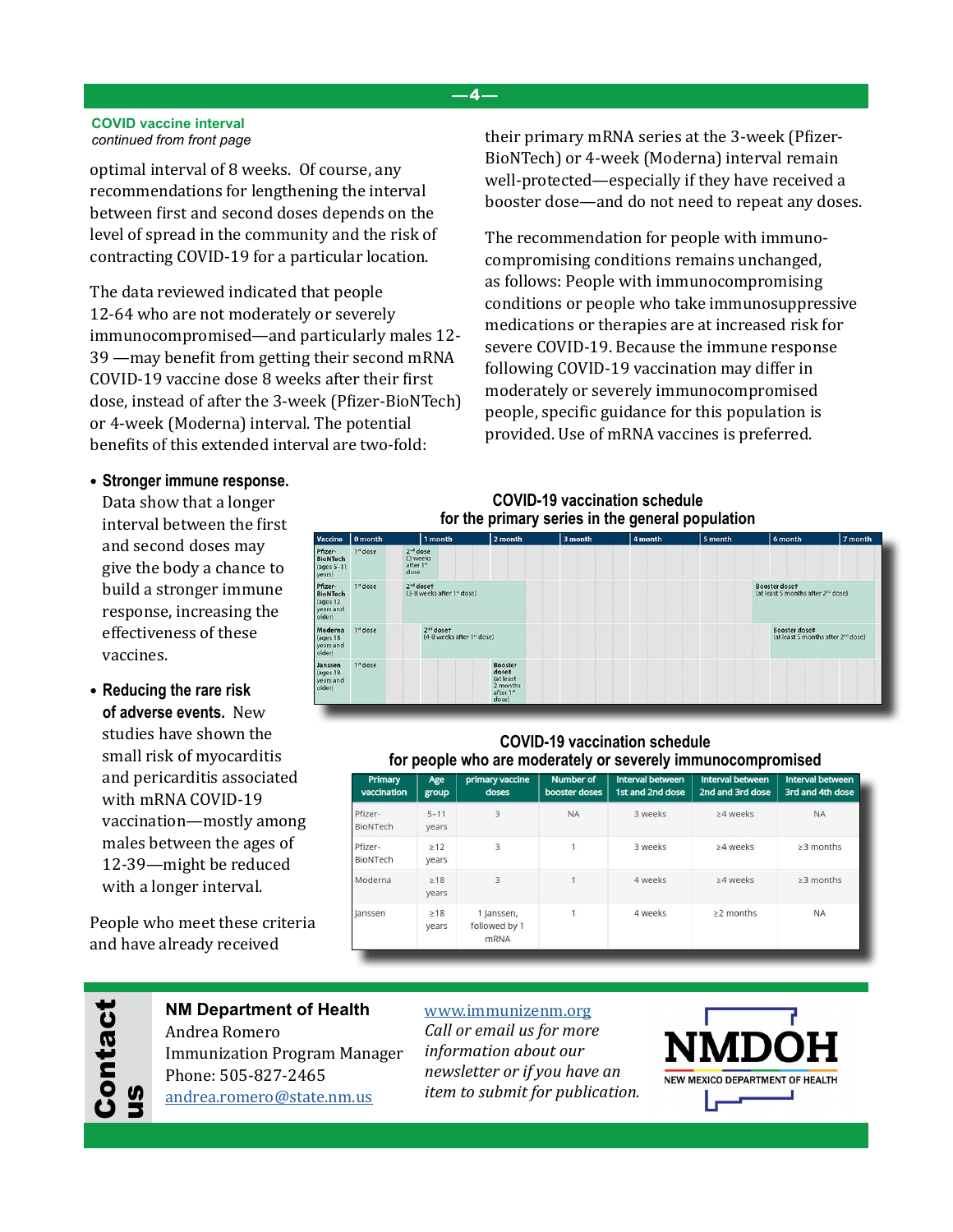### COVID vaccine interval

*continued from front page*

optimal interval of 8 weeks. Of course, any recommendations for lengthening the interval between first and second doses depends on the level of spread in the community and the risk of contracting COVID-19 for a particular location.

The data reviewed indicated that people 12-64 who are not moderately or severely immunocompromised—and particularly males 12-39 —may benefit from getting their second mRNA COVID-19 vaccine dose 8 weeks after their first dose, instead of after the 3-week (Pfizer-BioNTech) or 4-week (Moderna) interval. The potential benefits of this extended interval are two-fold:

- **Stronger immune response.** Data show that a longer interval between the first and second doses may give the body a chance to build a stronger immune response, increasing the effectiveness of these vaccines.
- **Reducing the rare risk of adverse events.** New studies have shown the small risk of myocarditis and pericarditis associated with mRNA COVID-19 vaccination—mostly among males between the ages of 12-39—might be reduced with a longer interval.

People who meet these criteria and have already received their primary mRNA series at the 3-week (Pfizer-BioNTech) or 4-week (Moderna) interval remain well-protected—especially if they have received a booster dose—and do not need to repeat any doses.

The recommendation for people with immunocompromising conditions remains unchanged, as follows: People with immunocompromising conditions or people who take immunosuppressive medications or therapies are at increased risk for severe COVID-19. Because the immune response following COVID-19 vaccination may differ in moderately or severely immunocompromised people, specific guidance for this population is provided. Use of mRNA vaccines is preferred.

**COVID-19 vaccination schedule for the primary series in the general population**

Vaccine | 0 month | 1 month | 2 month | 3 month | 4 month | 5 month | 6 month | 7 month

Pfizer-BioNTech (ages 5–11 years): 1st dose; 2nd dose (3 weeks after 1st dose)

Pfizer-BioNTech (ages 12 years and older): 1st dose; 2nd dose† (3-8 weeks after 1st dose); Booster dose‡ (at least 5 months after 2nd dose)

Moderna (ages 18 years and older): 1st dose; 2nd dose† (4-8 weeks after 1st dose); Booster dose‡ (at least 5 months after 2nd dose)

Janssen (ages 18 years and older): 1st dose; Booster dose‡ (at least 2 months after 1st dose)

**COVID-19 vaccination schedule for people who are moderately or severely immunocompromised**

| Primary vaccination | Age group | primary vaccine doses | Number of booster doses | Interval between 1st and 2nd dose | Interval between 2nd and 3rd dose | Interval between 3rd and 4th dose |
|---|---|---|---|---|---|---|
| Pfizer-BioNTech | 5–11 years | 3 | NA | 3 weeks | ≥4 weeks | NA |
| Pfizer-BioNTech | ≥12 years | 3 | 1 | 3 weeks | ≥4 weeks | ≥3 months |
| Moderna | ≥18 years | 3 | 1 | 4 weeks | ≥4 weeks | ≥3 months |
| Janssen | ≥18 years | 1 Janssen, followed by 1 mRNA | 1 | 4 weeks | ≥2 months | NA |

## Contact us

**NM Department of Health**
Andrea Romero
Immunization Program Manager
Phone: 505-827-2465
andrea.romero@state.nm.us

www.immunizenm.org
*Call or email us for more information about our newsletter or if you have an item to submit for publication.*

NMDOH
NEW MEXICO DEPARTMENT OF HEALTH